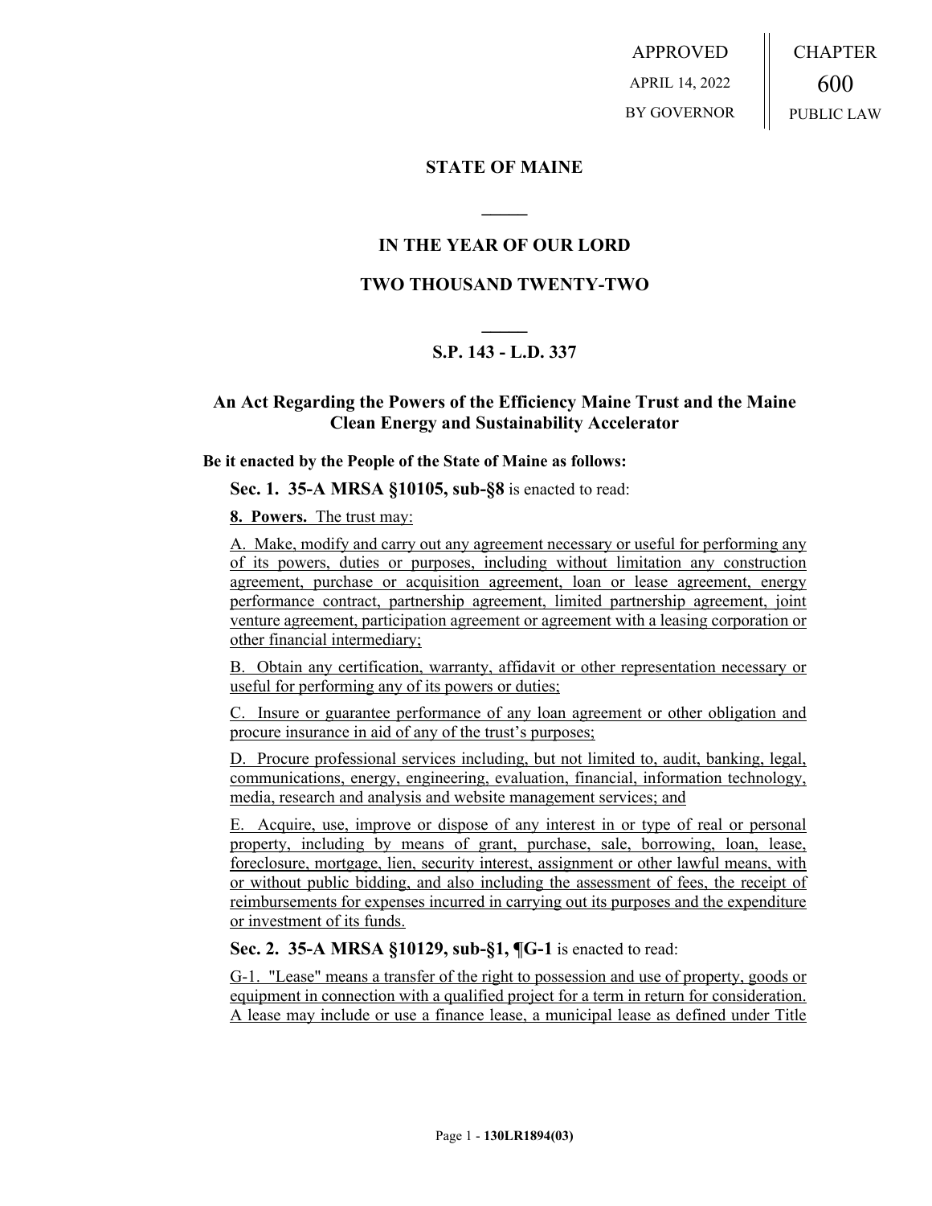APPROVED
APRIL 14, 2022
BY GOVERNOR

CHAPTER
600
PUBLIC LAW

## STATE OF MAINE

## IN THE YEAR OF OUR LORD

## TWO THOUSAND TWENTY-TWO

## S.P. 143 - L.D. 337

## An Act Regarding the Powers of the Efficiency Maine Trust and the Maine Clean Energy and Sustainability Accelerator

**Be it enacted by the People of the State of Maine as follows:**

**Sec. 1. 35-A MRSA §10105, sub-§8** is enacted to read:

**8. Powers.** The trust may:

A. Make, modify and carry out any agreement necessary or useful for performing any of its powers, duties or purposes, including without limitation any construction agreement, purchase or acquisition agreement, loan or lease agreement, energy performance contract, partnership agreement, limited partnership agreement, joint venture agreement, participation agreement or agreement with a leasing corporation or other financial intermediary;

B. Obtain any certification, warranty, affidavit or other representation necessary or useful for performing any of its powers or duties;

C. Insure or guarantee performance of any loan agreement or other obligation and procure insurance in aid of any of the trust's purposes;

D. Procure professional services including, but not limited to, audit, banking, legal, communications, energy, engineering, evaluation, financial, information technology, media, research and analysis and website management services; and

E. Acquire, use, improve or dispose of any interest in or type of real or personal property, including by means of grant, purchase, sale, borrowing, loan, lease, foreclosure, mortgage, lien, security interest, assignment or other lawful means, with or without public bidding, and also including the assessment of fees, the receipt of reimbursements for expenses incurred in carrying out its purposes and the expenditure or investment of its funds.

**Sec. 2. 35-A MRSA §10129, sub-§1, ¶G-1** is enacted to read:

G-1. "Lease" means a transfer of the right to possession and use of property, goods or equipment in connection with a qualified project for a term in return for consideration. A lease may include or use a finance lease, a municipal lease as defined under Title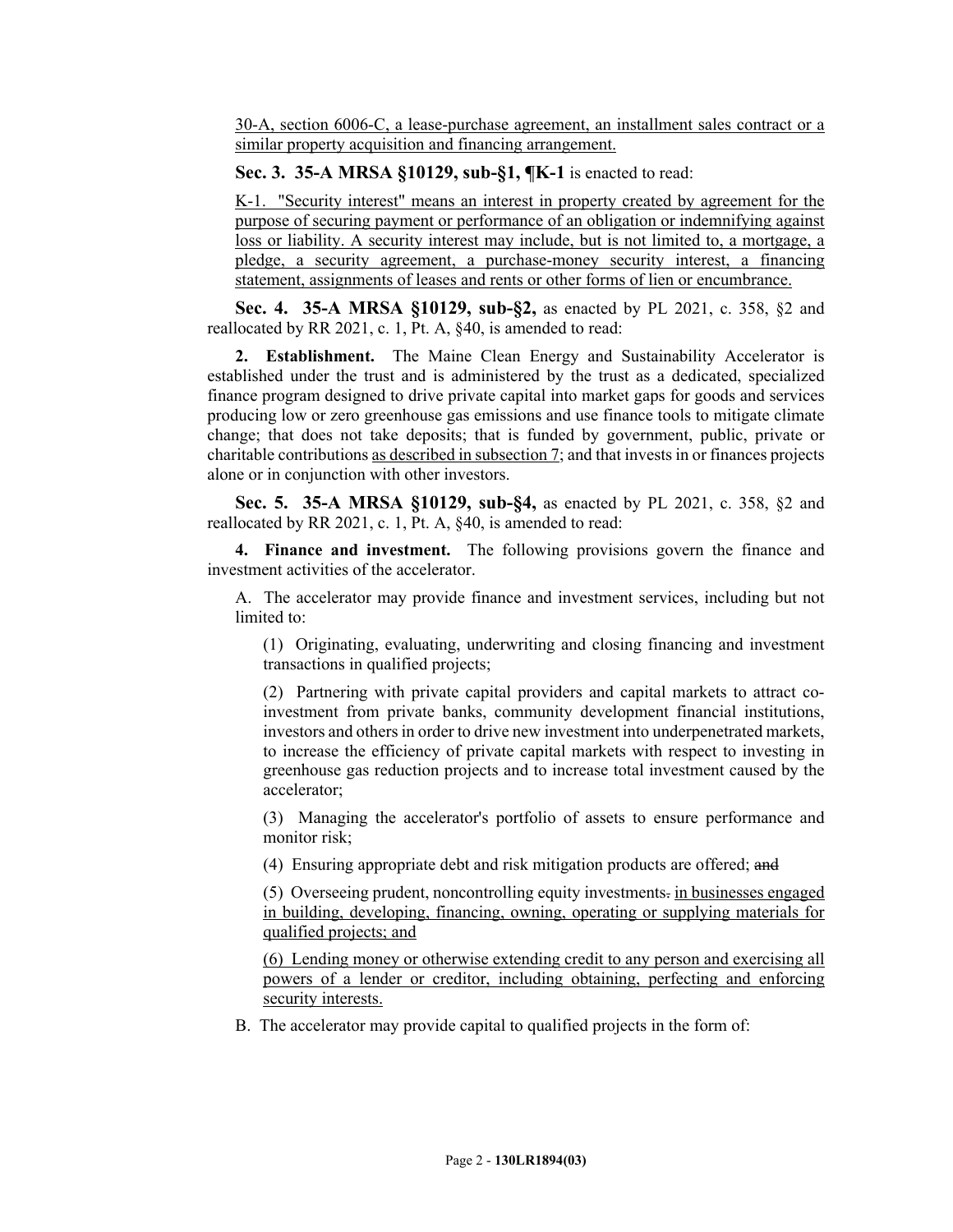30-A, section 6006-C, a lease-purchase agreement, an installment sales contract or a similar property acquisition and financing arrangement.

**Sec. 3. 35-A MRSA §10129, sub-§1, ¶K-1** is enacted to read:

K-1. "Security interest" means an interest in property created by agreement for the purpose of securing payment or performance of an obligation or indemnifying against loss or liability. A security interest may include, but is not limited to, a mortgage, a pledge, a security agreement, a purchase-money security interest, a financing statement, assignments of leases and rents or other forms of lien or encumbrance.

**Sec. 4. 35-A MRSA §10129, sub-§2,** as enacted by PL 2021, c. 358, §2 and reallocated by RR 2021, c. 1, Pt. A, §40, is amended to read:

**2. Establishment.** The Maine Clean Energy and Sustainability Accelerator is established under the trust and is administered by the trust as a dedicated, specialized finance program designed to drive private capital into market gaps for goods and services producing low or zero greenhouse gas emissions and use finance tools to mitigate climate change; that does not take deposits; that is funded by government, public, private or charitable contributions as described in subsection 7; and that invests in or finances projects alone or in conjunction with other investors.

**Sec. 5. 35-A MRSA §10129, sub-§4,** as enacted by PL 2021, c. 358, §2 and reallocated by RR 2021, c. 1, Pt. A, §40, is amended to read:

**4. Finance and investment.** The following provisions govern the finance and investment activities of the accelerator.

A. The accelerator may provide finance and investment services, including but not limited to:

(1) Originating, evaluating, underwriting and closing financing and investment transactions in qualified projects;

(2) Partnering with private capital providers and capital markets to attract co-investment from private banks, community development financial institutions, investors and others in order to drive new investment into underpenetrated markets, to increase the efficiency of private capital markets with respect to investing in greenhouse gas reduction projects and to increase total investment caused by the accelerator;

(3) Managing the accelerator's portfolio of assets to ensure performance and monitor risk;

(4) Ensuring appropriate debt and risk mitigation products are offered; ~~and~~

(5) Overseeing prudent, noncontrolling equity investments~~.~~ in businesses engaged in building, developing, financing, owning, operating or supplying materials for qualified projects; and

(6) Lending money or otherwise extending credit to any person and exercising all powers of a lender or creditor, including obtaining, perfecting and enforcing security interests.

B. The accelerator may provide capital to qualified projects in the form of: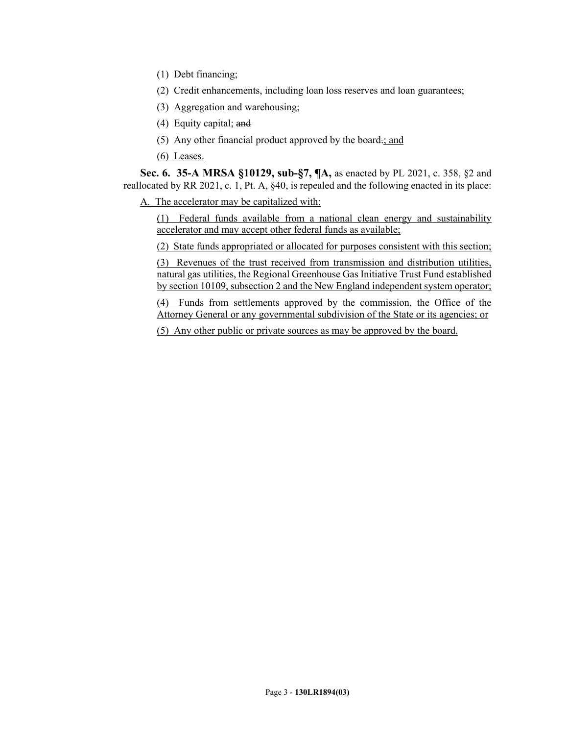(1) Debt financing;

(2) Credit enhancements, including loan loss reserves and loan guarantees;

(3) Aggregation and warehousing;

(4) Equity capital; ~~and~~

(5) Any other financial product approved by the board~~.~~<u>; and</u>

<u>(6) Leases.</u>

**Sec. 6. 35-A MRSA §10129, sub-§7, ¶A,** as enacted by PL 2021, c. 358, §2 and reallocated by RR 2021, c. 1, Pt. A, §40, is repealed and the following enacted in its place:

<u>A. The accelerator may be capitalized with:</u>

<u>(1) Federal funds available from a national clean energy and sustainability accelerator and may accept other federal funds as available;</u>

<u>(2) State funds appropriated or allocated for purposes consistent with this section;</u>

<u>(3) Revenues of the trust received from transmission and distribution utilities, natural gas utilities, the Regional Greenhouse Gas Initiative Trust Fund established by section 10109, subsection 2 and the New England independent system operator;</u>

<u>(4) Funds from settlements approved by the commission, the Office of the Attorney General or any governmental subdivision of the State or its agencies; or</u>

<u>(5) Any other public or private sources as may be approved by the board.</u>